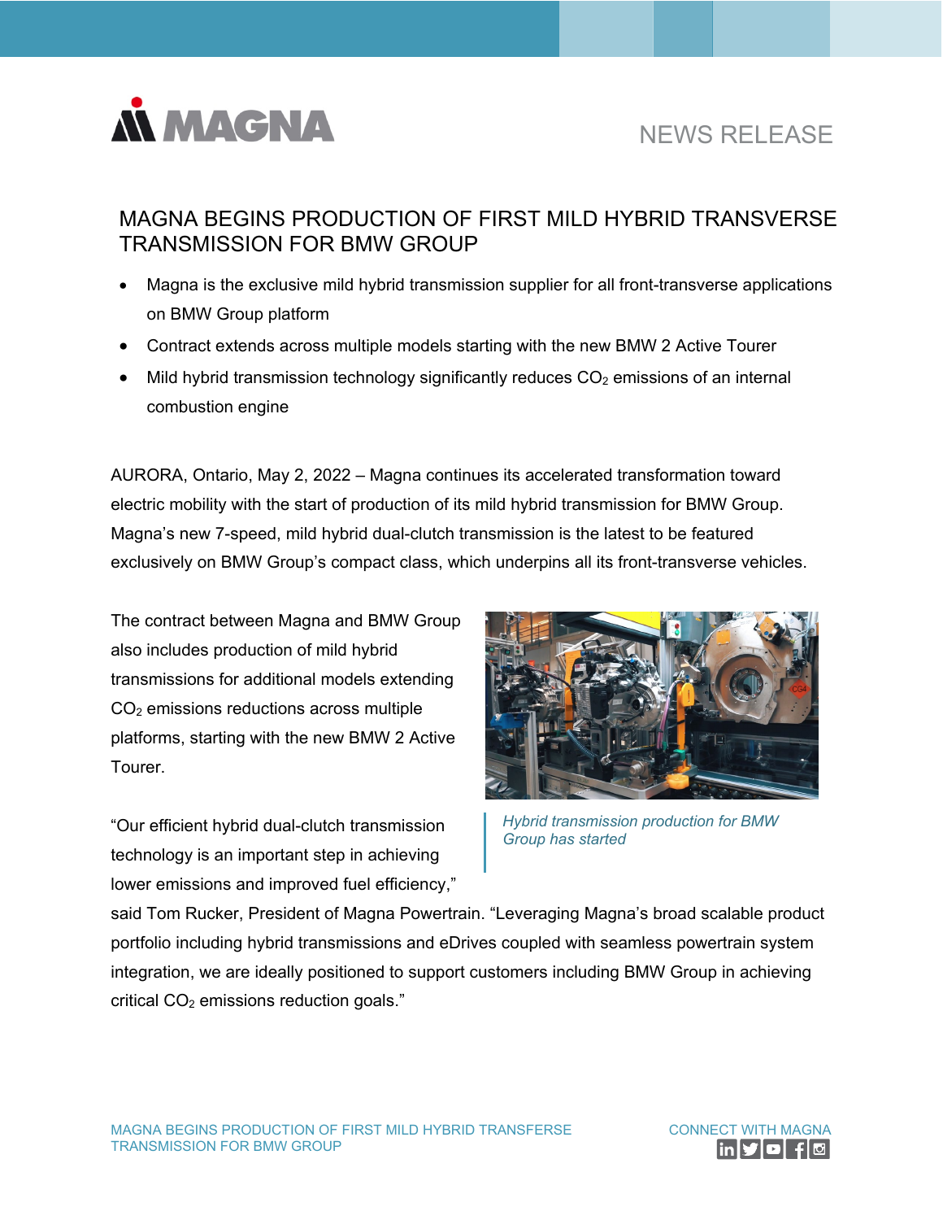MAGNA

NEWS RELEASE

# MAGNA BEGINS PRODUCTION OF FIRST MILD HYBRID TRANSVERSE TRANSMISSION FOR BMW GROUP

- Magna is the exclusive mild hybrid transmission supplier for all front-transverse applications on BMW Group platform
- Contract extends across multiple models starting with the new BMW 2 Active Tourer
- Mild hybrid transmission technology significantly reduces $CO_2$ emissions of an internal combustion engine

AURORA, Ontario, May 2, 2022 – Magna continues its accelerated transformation toward electric mobility with the start of production of its mild hybrid transmission for BMW Group. Magna's new 7-speed, mild hybrid dual-clutch transmission is the latest to be featured exclusively on BMW Group's compact class, which underpins all its front-transverse vehicles.

The contract between Magna and BMW Group also includes production of mild hybrid transmissions for additional models extending $CO_2$ emissions reductions across multiple platforms, starting with the new BMW 2 Active Tourer.

*Hybrid transmission production for BMW Group has started*

"Our efficient hybrid dual-clutch transmission technology is an important step in achieving lower emissions and improved fuel efficiency," said Tom Rucker, President of Magna Powertrain. "Leveraging Magna's broad scalable product portfolio including hybrid transmissions and eDrives coupled with seamless powertrain system integration, we are ideally positioned to support customers including BMW Group in achieving critical $CO_2$ emissions reduction goals."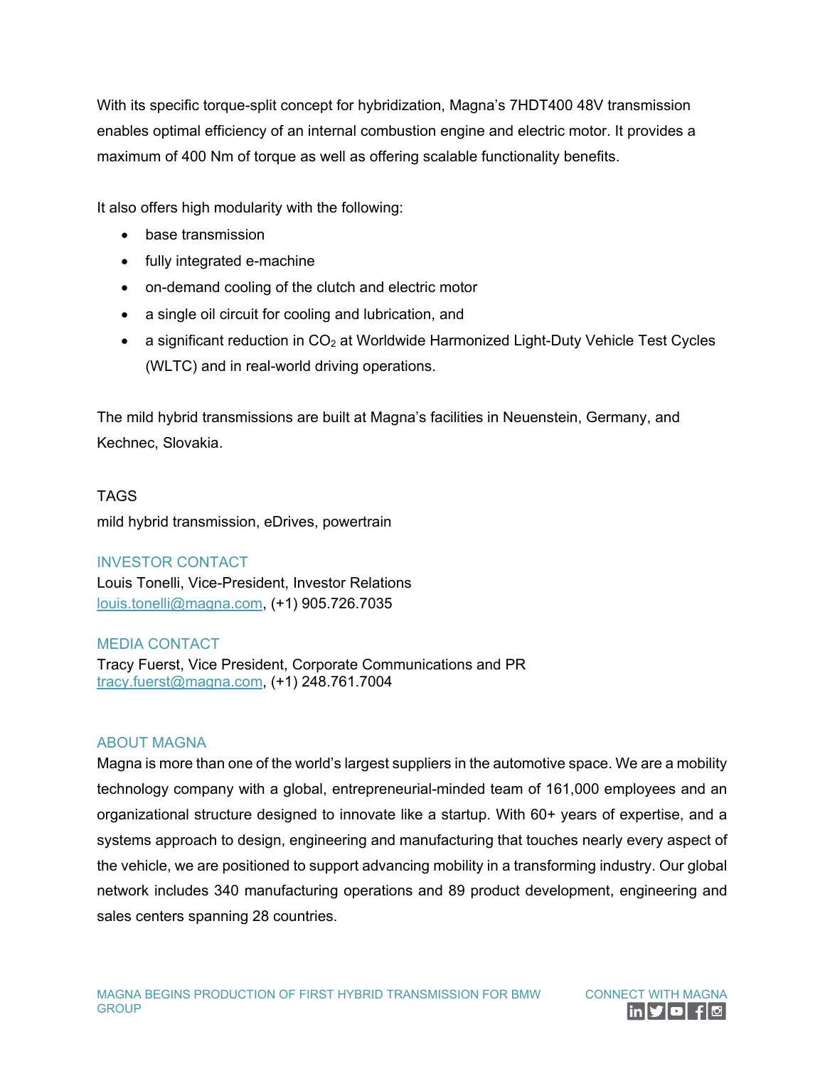With its specific torque-split concept for hybridization, Magna's 7HDT400 48V transmission enables optimal efficiency of an internal combustion engine and electric motor. It provides a maximum of 400 Nm of torque as well as offering scalable functionality benefits.

It also offers high modularity with the following:

- base transmission
- fully integrated e-machine
- on-demand cooling of the clutch and electric motor
- a single oil circuit for cooling and lubrication, and
- a significant reduction in $CO_2$ at Worldwide Harmonized Light-Duty Vehicle Test Cycles (WLTC) and in real-world driving operations.

The mild hybrid transmissions are built at Magna's facilities in Neuenstein, Germany, and Kechnec, Slovakia.

TAGS

mild hybrid transmission, eDrives, powertrain

## INVESTOR CONTACT

Louis Tonelli, Vice-President, Investor Relations
louis.tonelli@magna.com, (+1) 905.726.7035

## MEDIA CONTACT

Tracy Fuerst, Vice President, Corporate Communications and PR
tracy.fuerst@magna.com, (+1) 248.761.7004

## ABOUT MAGNA

Magna is more than one of the world's largest suppliers in the automotive space. We are a mobility technology company with a global, entrepreneurial-minded team of 161,000 employees and an organizational structure designed to innovate like a startup. With 60+ years of expertise, and a systems approach to design, engineering and manufacturing that touches nearly every aspect of the vehicle, we are positioned to support advancing mobility in a transforming industry. Our global network includes 340 manufacturing operations and 89 product development, engineering and sales centers spanning 28 countries.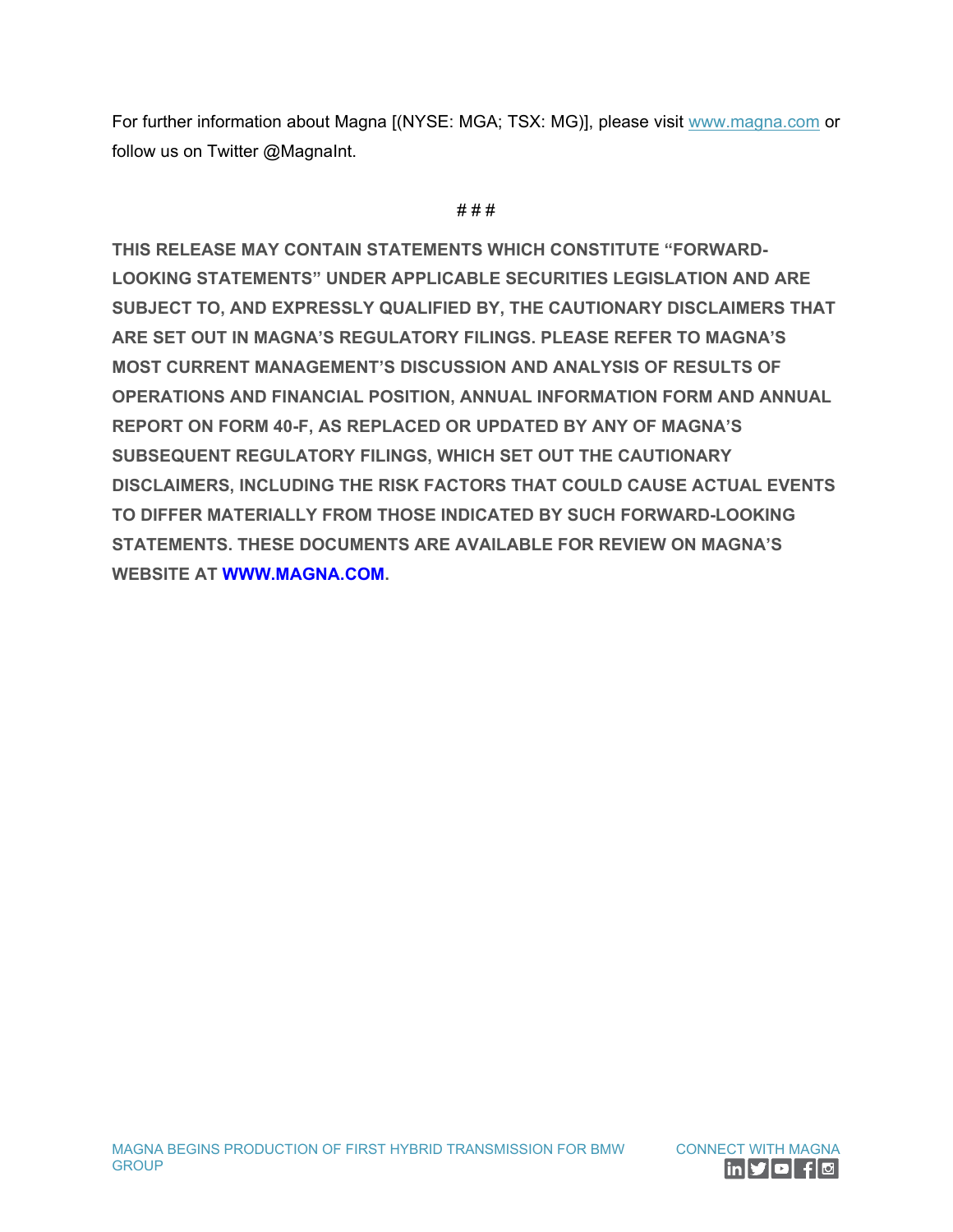For further information about Magna [(NYSE: MGA; TSX: MG)], please visit www.magna.com or follow us on Twitter @MagnaInt.

# # #

**THIS RELEASE MAY CONTAIN STATEMENTS WHICH CONSTITUTE "FORWARD-LOOKING STATEMENTS" UNDER APPLICABLE SECURITIES LEGISLATION AND ARE SUBJECT TO, AND EXPRESSLY QUALIFIED BY, THE CAUTIONARY DISCLAIMERS THAT ARE SET OUT IN MAGNA'S REGULATORY FILINGS. PLEASE REFER TO MAGNA'S MOST CURRENT MANAGEMENT'S DISCUSSION AND ANALYSIS OF RESULTS OF OPERATIONS AND FINANCIAL POSITION, ANNUAL INFORMATION FORM AND ANNUAL REPORT ON FORM 40-F, AS REPLACED OR UPDATED BY ANY OF MAGNA'S SUBSEQUENT REGULATORY FILINGS, WHICH SET OUT THE CAUTIONARY DISCLAIMERS, INCLUDING THE RISK FACTORS THAT COULD CAUSE ACTUAL EVENTS TO DIFFER MATERIALLY FROM THOSE INDICATED BY SUCH FORWARD-LOOKING STATEMENTS. THESE DOCUMENTS ARE AVAILABLE FOR REVIEW ON MAGNA'S WEBSITE AT WWW.MAGNA.COM.**